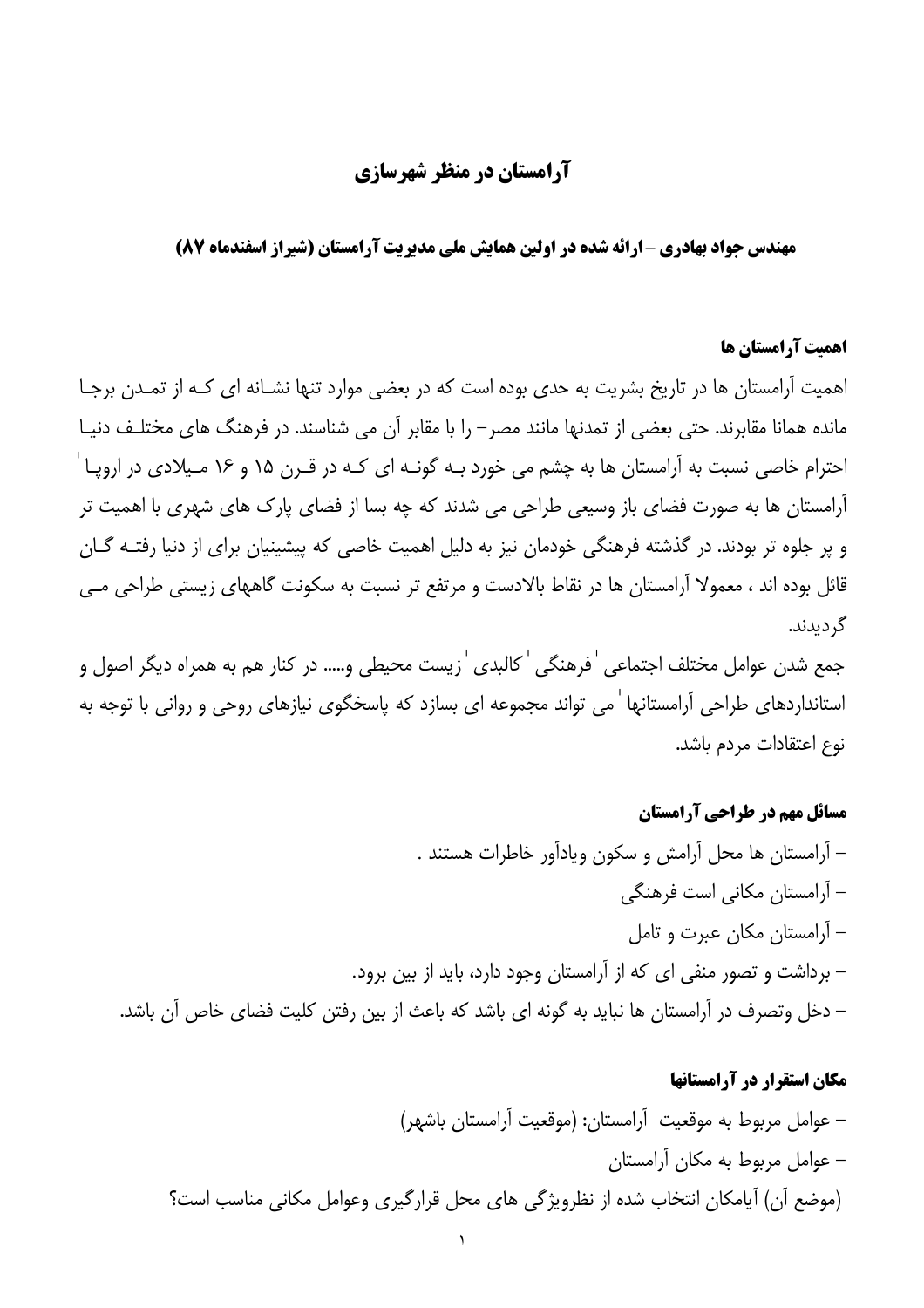# آرامستان در منظر شهرسازی

**مهندس جواد بهادری – ارائه شده در اولین همایش ملی مدیریت آرامستان (شیراز اسفندماه ۸۷)**

## اهمیت آرامستان ها

اهمیت آرامستان ها در تاریخ بشریت به حدی بوده است که در بعضی موارد تنها نشانه ای که از تمدن برجا مانده همانا مقابرند. حتی بعضی از تمدنها مانند مصر– را با مقابر آن می شناسند. در فرهنگ های مختلف دنیا احترام خاصی نسبت به آرامستان ها به چشم می خورد به گونه ای که در قرن ۱۵ و ۱۶ میلادی در اروپا ' آرامستان ها به صورت فضای باز وسیعی طراحی می شدند که چه بسا از فضای پارک های شهری با اهمیت تر و پر جلوه تر بودند. در گذشته فرهنگی خودمان نیز به دلیل اهمیت خاصی که پیشینیان برای از دنیا رفته گان قائل بوده اند ، معمولا آرامستان ها در نقاط بالادست و مرتفع تر نسبت به سکونت گاههای زیستی طراحی می گردیدند.

جمع شدن عوامل مختلف اجتماعی ' فرهنگی ' کالبدی ' زیست محیطی و..... در کنار هم به همراه دیگر اصول و استانداردهای طراحی آرامستانها ' می تواند مجموعه ای بسازد که پاسخگوی نیازهای روحی و روانی با توجه به نوع اعتقادات مردم باشد.

## مسائل مهم در طراحی آرامستان

- آرامستان ها محل آرامش و سکون ویادآور خاطرات هستند .
- آرامستان مکانی است فرهنگی
- آرامستان مکان عبرت و تامل
- برداشت و تصور منفی ای که از آرامستان وجود دارد، باید از بین برود.
- دخل وتصرف در آرامستان ها نباید به گونه ای باشد که باعث از بین رفتن کلیت فضای خاص آن باشد.

## مکان استقرار در آرامستانها

- عوامل مربوط به موقعیت آرامستان: (موقعیت آرامستان باشهر)
- عوامل مربوط به مکان آرامستان

(موضع آن) آیامکان انتخاب شده از نظرویژگی های محل قرارگیری وعوامل مکانی مناسب است؟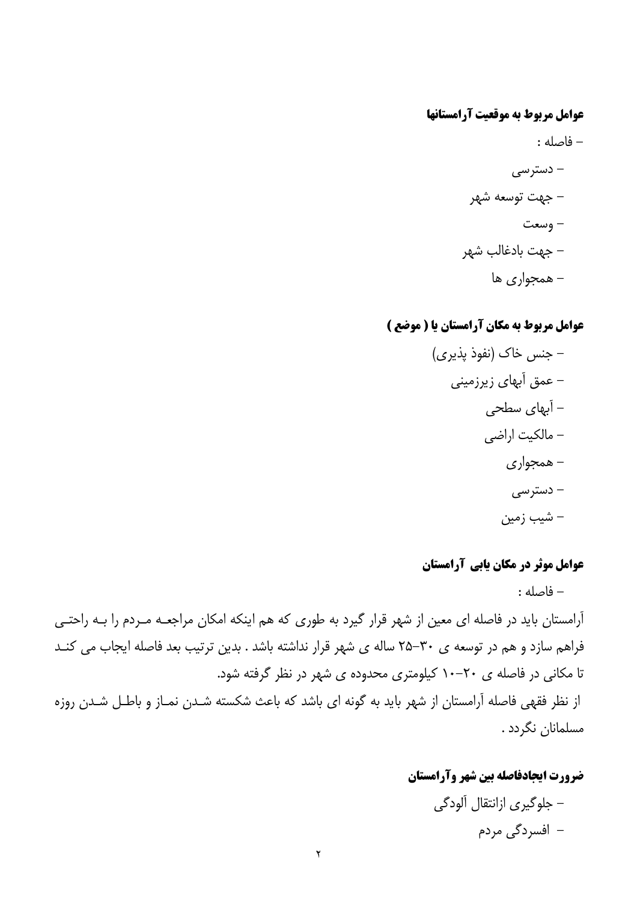**عوامل مربوط به موقعیت آرامستانها**

- فاصله :
- دسترسی
- جهت توسعه شهر
- وسعت
- جهت بادغالب شهر
- همجواری ها

**عوامل مربوط به مکان آرامستان یا ( موضع )**

- جنس خاک (نفوذ پذیری)
- عمق آبهای زیرزمینی
- آبهای سطحی
- مالکیت اراضی
- همجواری
- دسترسی
- شیب زمین

**عوامل موثر در مکان یابی آرامستان**

- فاصله :

آرامستان باید در فاصله ای معین از شهر قرار گیرد به طوری که هم اینکه امکان مراجعه مردم را به راحتی فراهم سازد و هم در توسعه ی ۳۰-۲۵ ساله ی شهر قرار نداشته باشد . بدین ترتیب بعد فاصله ایجاب می کند تا مکانی در فاصله ی ۲۰-۱۰ کیلومتری محدوده ی شهر در نظر گرفته شود.

از نظر فقهی فاصله آرامستان از شهر باید به گونه ای باشد که باعث شکسته شدن نماز و باطل شدن روزه مسلمانان نگردد .

**ضرورت ایجادفاصله بین شهر وآرامستان**

- جلوگیری ازانتقال آلودگی
- افسردگی مردم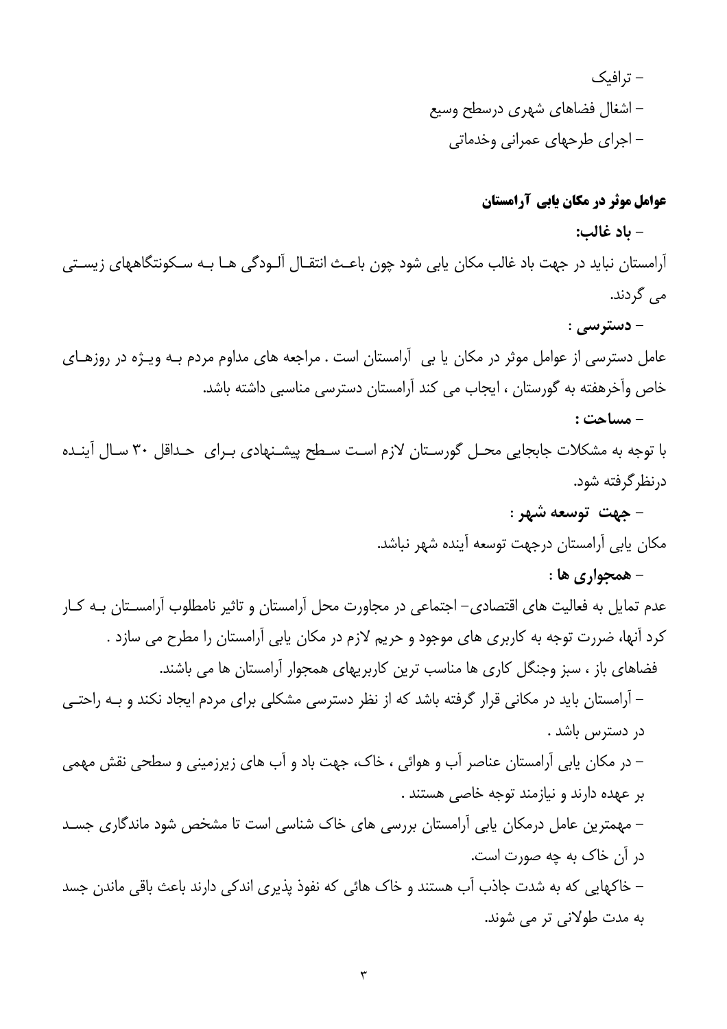- ترافیک
- اشغال فضاهای شهری درسطح وسیع
- اجرای طرحهای عمرانی وخدماتی

## عوامل موثر در مکان یابی آرامستان

**- باد غالب:**

آرامستان نباید در جهت باد غالب مکان یابی شود چون باعث انتقال آلودگی ها به سکونتگاههای زیستی می گردند.

**- دسترسی :**

عامل دسترسی از عوامل موثر در مکان یا بی آرامستان است . مراجعه های مداوم مردم به ویژه در روزهای خاص وآخرهفته به گورستان ، ایجاب می کند آرامستان دسترسی مناسبی داشته باشد.

**- مساحت :**

با توجه به مشکلات جابجایی محل گورستان لازم است سطح پیشنهادی برای حداقل ۳۰ سال آینده درنظرگرفته شود.

**- جهت توسعه شهر :**

مکان یابی آرامستان درجهت توسعه آینده شهر نباشد.

**- همجواری ها :**

عدم تمایل به فعالیت های اقتصادی- اجتماعی در مجاورت محل آرامستان و تاثیر نامطلوب آرامستان به کار کرد آنها، ضررت توجه به کاربری های موجود و حریم لازم در مکان یابی آرامستان را مطرح می سازد .

فضاهای باز ، سبز وجنگل کاری ها مناسب ترین کاربریهای همجوار آرامستان ها می باشند.

- آرامستان باید در مکانی قرار گرفته باشد که از نظر دسترسی مشکلی برای مردم ایجاد نکند و به راحتی در دسترس باشد .
- در مکان یابی آرامستان عناصر آب و هوائی ، خاک، جهت باد و آب های زیرزمینی و سطحی نقش مهمی بر عهده دارند و نیازمند توجه خاصی هستند .
- مهمترین عامل درمکان یابی آرامستان بررسی های خاک شناسی است تا مشخص شود ماندگاری جسد در آن خاک به چه صورت است.
- خاکهایی که به شدت جاذب آب هستند و خاک هائی که نفوذ پذیری اندکی دارند باعث باقی ماندن جسد به مدت طولانی تر می شوند.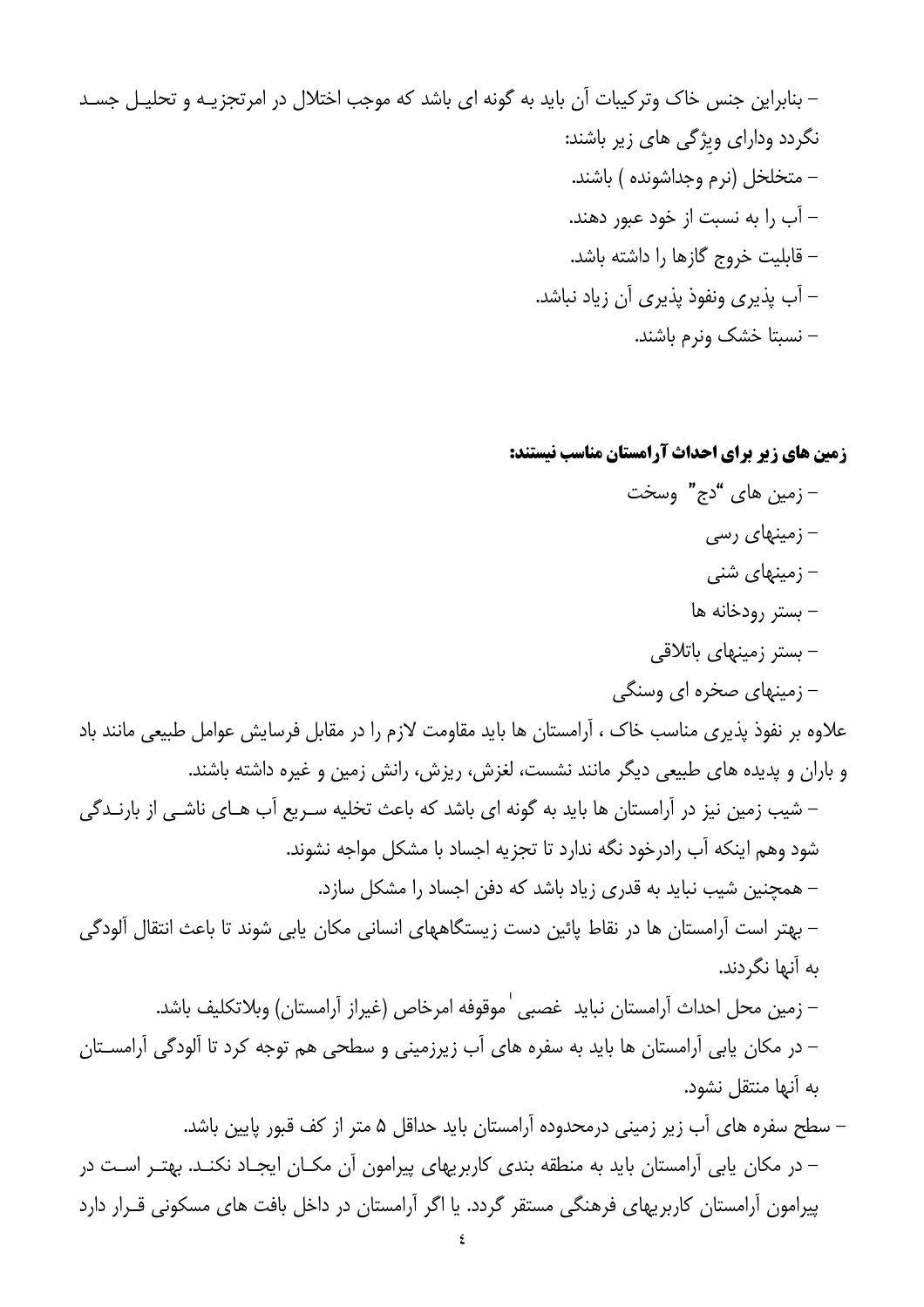– بنابراین جنس خاک وترکیبات آن باید به گونه ای باشد که موجب اختلال در امرتجزیـه و تحلیـل جسـد نگردد ودارای ویژگی های زیر باشند:

– متخلخل (نرم وجداشونده ) باشند.

– آب را به نسبت از خود عبور دهند.

– قابلیت خروج گازها را داشته باشد.

– آب پذیری ونفوذ پذیری آن زیاد نباشد.

– نسبتا خشک ونرم باشند.

**زمین های زیر برای احداث آرامستان مناسب نیستند:**

– زمین های "دج" وسخت

– زمینهای رسی

– زمینهای شنی

– بستر رودخانه ها

– بستر زمینهای باتلاقی

– زمینهای صخره ای وسنگی

علاوه بر نفوذ پذیری مناسب خاک ، آرامستان ها باید مقاومت لازم را در مقابل فرسایش عوامل طبیعی مانند باد و باران و پدیده های طبیعی دیگر مانند نشست، لغزش، ریزش، رانش زمین و غیره داشته باشند.

– شیب زمین نیز در آرامستان ها باید به گونه ای باشد که باعث تخلیه سـریع آب هـای ناشـی از بارنـدگی شود وهم اینکه آب رادرخود نگه ندارد تا تجزیه اجساد با مشکل مواجه نشوند.

– همچنین شیب نباید به قدری زیاد باشد که دفن اجساد را مشکل سازد.

– بهتر است آرامستان ها در نقاط پائین دست زیستگاههای انسانی مکان یابی شوند تا باعث انتقال آلودگی به آنها نگردند.

– زمین محل احداث آرامستان نباید غصبی [1] موقوفه امرخاص (غیراز آرامستان) وبلاتکلیف باشد.

– در مکان یابی آرامستان ها باید به سفره های آب زیرزمینی و سطحی هم توجه کرد تا آلودگی آرامسـتان به آنها منتقل نشود.

– سطح سفره های آب زیر زمینی درمحدوده آرامستان باید حداقل ۵ متر از کف قبور پایین باشد.

– در مکان یابی آرامستان باید به منطقه بندی کاربریهای پیرامون آن مکـان ایجـاد نکنـد. بهتـر اسـت در پیرامون آرامستان کاربریهای فرهنگی مستقر گردد. یا اگر آرامستان در داخل بافت های مسکونی قـرار دارد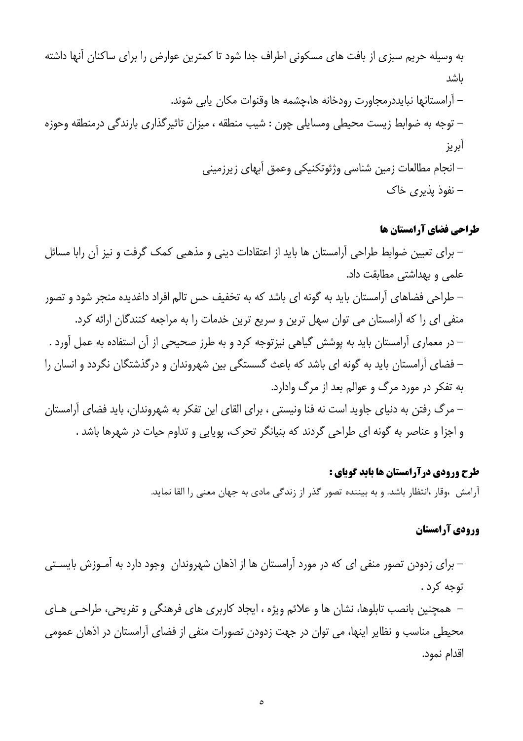به وسیله حریم سبزی از بافت های مسکونی اطراف جدا شود تا کمترین عوارض را برای ساکنان آنها داشته باشد

- آرامستانها نبایددرمجاورت رودخانه ها،چشمه ها وقنوات مکان یابی شوند.
- توجه به ضوابط زیست محیطی ومسایلی چون : شیب منطقه ، میزان تاثیرگذاری بارندگی درمنطقه وحوزه آبریز
- انجام مطالعات زمین شناسی وژئوتکنیکی وعمق آبهای زیرزمینی
- نفوذ پذیری خاک

### طراحی فضای آرامستان ها

- برای تعیین ضوابط طراحی آرامستان ها باید از اعتقادات دینی و مذهبی کمک گرفت و نیز آن رابا مسائل علمی و بهداشتی مطابقت داد.
- طراحی فضاهای آرامستان باید به گونه ای باشد که به تخفیف حس تالم افراد داغدیده منجر شود و تصور منفی ای را که آرامستان می توان سهل ترین و سریع ترین خدمات را به مراجعه کنندگان ارائه کرد.
- در معماری آرامستان باید به پوشش گیاهی نیزتوجه کرد و به طرز صحیحی از آن استفاده به عمل آورد .
- فضای آرامستان باید به گونه ای باشد که باعث گسستگی بین شهروندان و درگذشتگان نگردد و انسان را به تفکر در مورد مرگ و عوالم بعد از مرگ وادارد.
- مرگ رفتن به دنیای جاوید است نه فنا ونیستی ، برای القای این تفکر به شهروندان، باید فضای آرامستان و اجزا و عناصر به گونه ای طراحی گردند که بنیانگر تحرک، پویایی و تداوم حیات در شهرها باشد .

### طرح ورودی درآرامستان ها باید گویای :

آرامش ،وقار ،انتظار باشد. و به بیننده تصور گذر از زندگی مادی به جهان معنی را القا نماید.

### ورودی آرامستان

- برای زدودن تصور منفی ای که در مورد آرامستان ها از اذهان شهروندان وجود دارد به آموزش بایستی توجه کرد .
- همچنین بانصب تابلوها، نشان ها و علائم ویژه ، ایجاد کاربری های فرهنگی و تفریحی، طراحی های محیطی مناسب و نظایر اینها، می توان در جهت زدودن تصورات منفی از فضای آرامستان در اذهان عمومی اقدام نمود.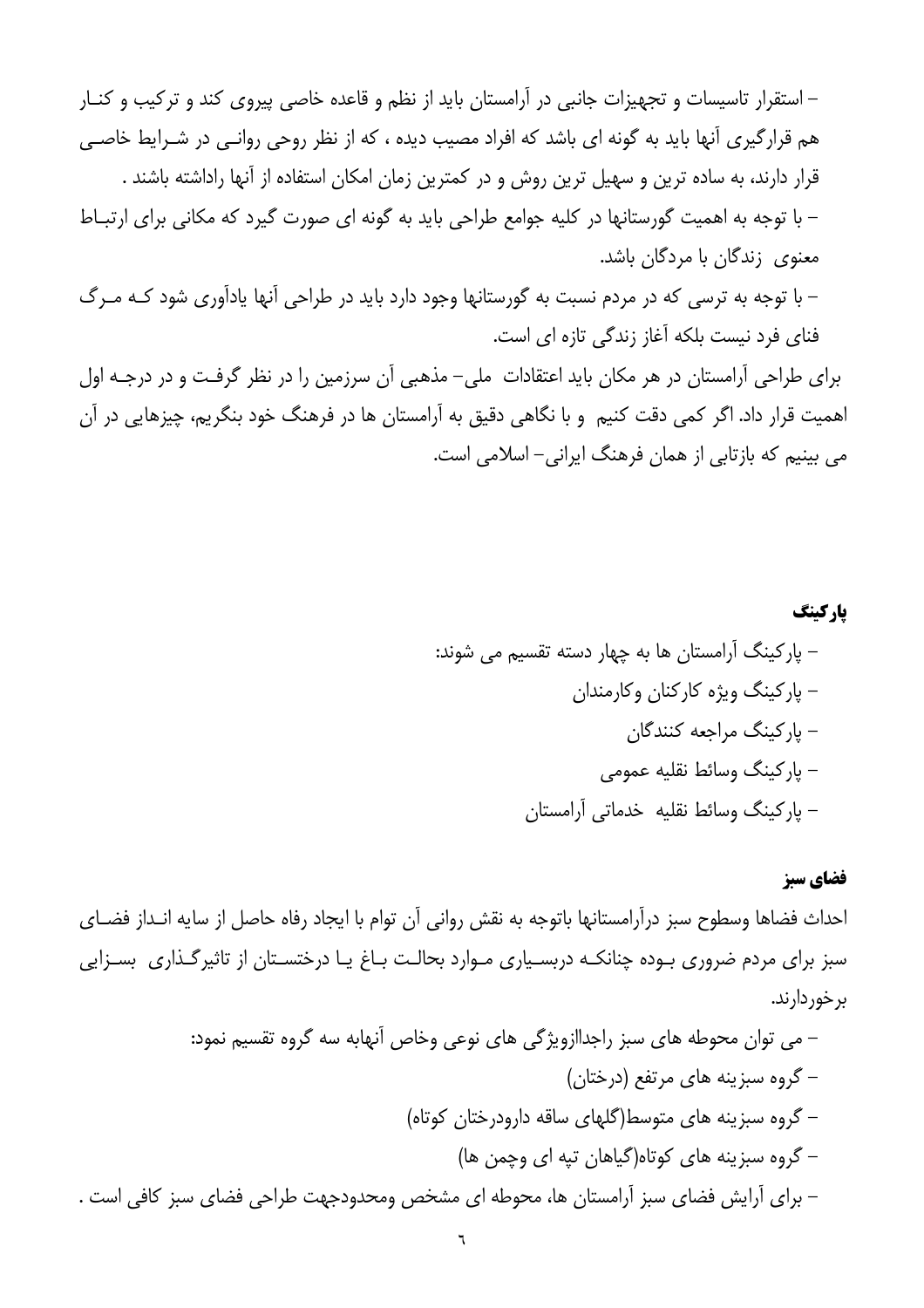– استقرار تاسیسات و تجهیزات جانبی در آرامستان باید از نظم و قاعده خاصی پیروی کند و ترکیب و کنـار هم قرارگیری آنها باید به گونه ای باشد که افراد مصیب دیده ، که از نظر روحی روانـی در شـرایط خاصـی قرار دارند، به ساده ترین و سهیل ترین روش و در کمترین زمان امکان استفاده از آنها راداشته باشند .

– با توجه به اهمیت گورستانها در کلیه جوامع طراحی باید به گونه ای صورت گیرد که مکانی برای ارتبـاط معنوی زندگان با مردگان باشد.

– با توجه به ترسی که در مردم نسبت به گورستانها وجود دارد باید در طراحی آنها یادآوری شود کـه مـرگ فنای فرد نیست بلکه آغاز زندگی تازه ای است.

برای طراحی آرامستان در هر مکان باید اعتقادات ملی- مذهبی آن سرزمین را در نظر گرفـت و در درجـه اول اهمیت قرار داد. اگر کمی دقت کنیم و با نگاهی دقیق به آرامستان ها در فرهنگ خود بنگریم، چیزهایی در آن می بینیم که بازتابی از همان فرهنگ ایرانی- اسلامی است.

**پارکینگ**

– پارکینگ آرامستان ها به چهار دسته تقسیم می شوند:
– پارکینگ ویژه کارکنان وکارمندان
– پارکینگ مراجعه کنندگان
– پارکینگ وسائط نقلیه عمومی
– پارکینگ وسائط نقلیه خدماتی آرامستان

**فضای سبز**

احداث فضاها وسطوح سبز درآرامستانها باتوجه به نقش روانی آن توام با ایجاد رفاه حاصل از سایه انـداز فضـای سبز برای مردم ضروری بـوده چنانکـه دربسـیاری مـوارد بحالـت بـاغ یـا درختسـتان از تاثیرگـذاری بسـزایی برخوردارند.

– می توان محوطه های سبز راجداازویژگی های نوعی وخاص آنهابه سه گروه تقسیم نمود:
– گروه سبزینه های مرتفع (درختان)
– گروه سبزینه های متوسط(گلهای ساقه دارودرختان کوتاه)
– گروه سبزینه های کوتاه(گیاهان تپه ای وچمن ها)

– برای آرایش فضای سبز آرامستان ها، محوطه ای مشخص ومحدودجهت طراحی فضای سبز کافی است .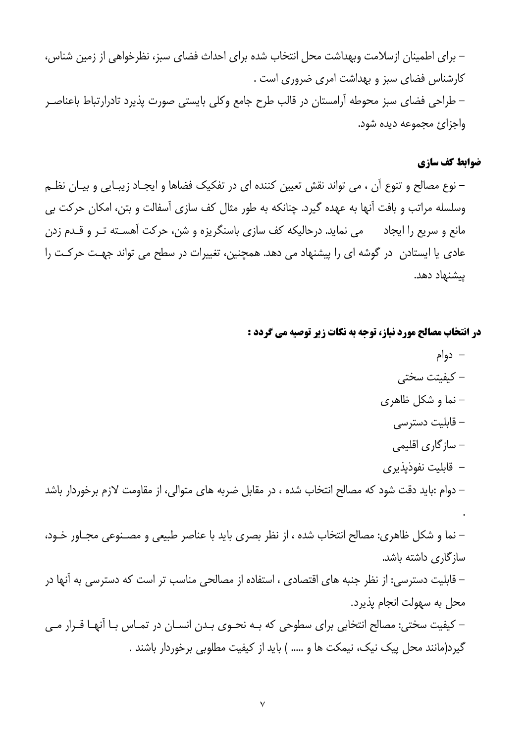– برای اطمینان ازسلامت وبهداشت محل انتخاب شده برای احداث فضای سبز، نظرخواهی از زمین شناس، کارشناس فضای سبز و بهداشت امری ضروری است .

– طراحی فضای سبز محوطه آرامستان در قالب طرح جامع وکلی بایستی صورت پذیرد تادرارتباط باعناصر واجزائ مجموعه دیده شود.

**ضوابط کف سازی**

– نوع مصالح و تنوع آن ، می تواند نقش تعیین کننده ای در تفکیک فضاها و ایجاد زیبایی و بیان نظم وسلسله مراتب و بافت آنها به عهده گیرد. چنانکه به طور مثال کف سازی آسفالت و بتن، امکان حرکت بی مانع و سریع را ایجاد می نماید. درحالیکه کف سازی باسنگریزه و شن، حرکت آهسته تر و قدم زدن عادی یا ایستادن در گوشه ای را پیشنهاد می دهد. همچنین، تغییرات در سطح می تواند جهت حرکت را پیشنهاد دهد.

**در انتخاب مصالح مورد نیاز، توجه به نکات زیر توصیه می گردد :**

- دوام
- کیفیت سختی
- نما و شکل ظاهری
- قابلیت دسترسی
- سازگاری اقلیمی
- قابلیت نفوذپذیری

– دوام :باید دقت شود که مصالح انتخاب شده ، در مقابل ضربه های متوالی، از مقاومت لازم برخوردار باشد .

– نما و شکل ظاهری: مصالح انتخاب شده ، از نظر بصری باید با عناصر طبیعی و مصنوعی مجاور خود، سازگاری داشته باشد.

– قابلیت دسترسی: از نظر جنبه های اقتصادی ، استفاده از مصالحی مناسب تر است که دسترسی به آنها در محل به سهولت انجام پذیرد.

– کیفیت سختی: مصالح انتخابی برای سطوحی که بـه نحـوی بـدن انسـان در تمـاس بـا آنهـا قـرار مـی گیرد(مانند محل پیک نیک، نیمکت ها و ..... ) باید از کیفیت مطلوبی برخوردار باشند .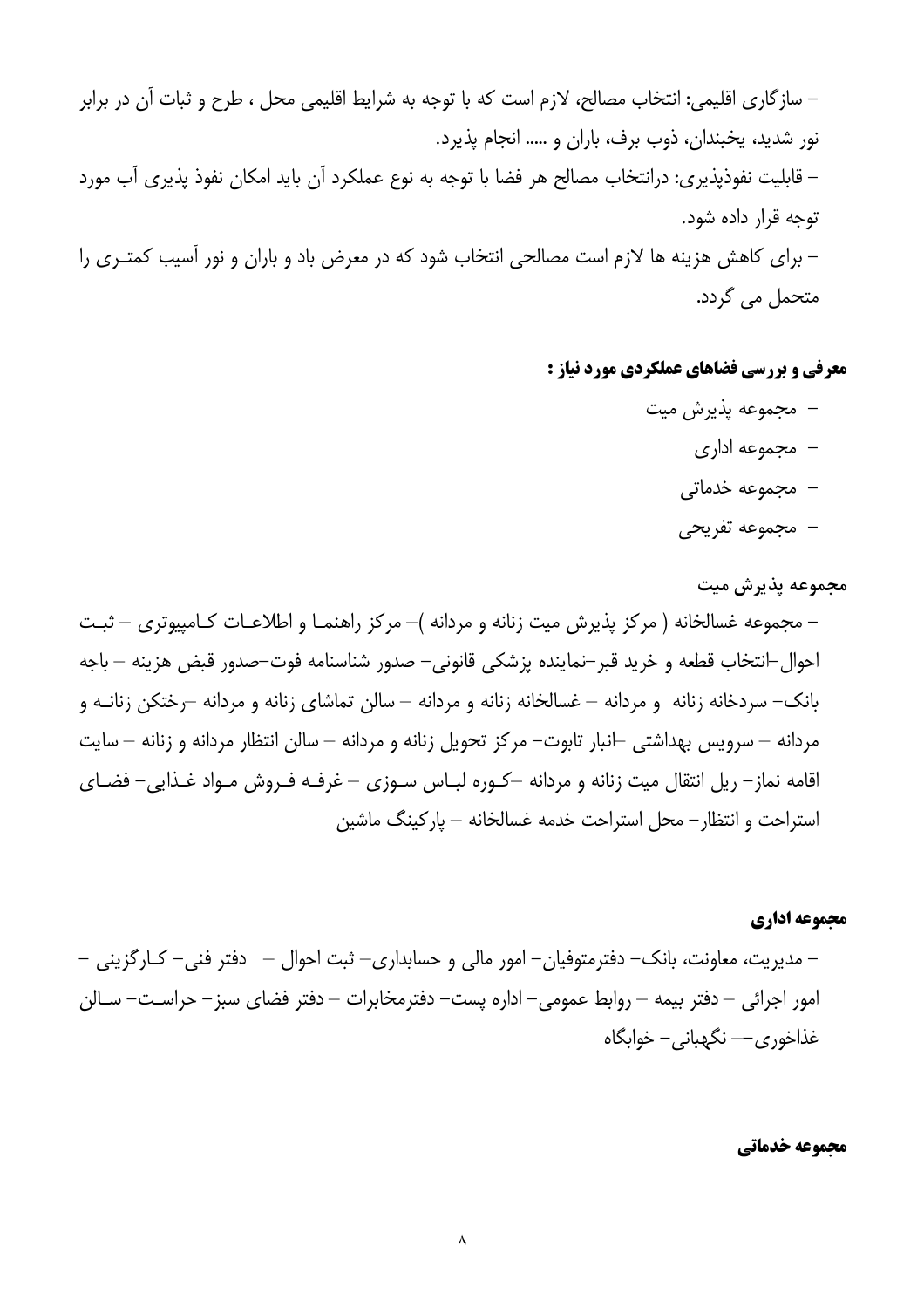– سازگاری اقلیمی: انتخاب مصالح، لازم است که با توجه به شرایط اقلیمی محل ، طرح و ثبات آن در برابر نور شدید، یخبندان، ذوب برف، باران و ..... انجام پذیرد.

– قابلیت نفوذپذیری: درانتخاب مصالح هر فضا با توجه به نوع عملکرد آن باید امکان نفوذ پذیری آب مورد توجه قرار داده شود.

– برای کاهش هزینه ها لازم است مصالحی انتخاب شود که در معرض باد و باران و نور آسیب کمتری را متحمل می گردد.

**معرفی و بررسی فضاهای عملکردی مورد نیاز :**

- مجموعه پذیرش میت
- مجموعه اداری
- مجموعه خدماتی
- مجموعه تفریحی

**مجموعه پذیرش میت**

– مجموعه غسالخانه ( مرکز پذیرش میت زنانه و مردانه )– مرکز راهنما و اطلاعات کامپیوتری – ثبت احوال–انتخاب قطعه و خرید قبر–نماینده پزشکی قانونی– صدور شناسنامه فوت–صدور قبض هزینه – باجه بانک– سردخانه زنانه و مردانه – غسالخانه زنانه و مردانه – سالن تماشای زنانه و مردانه –رختکن زنانه و مردانه – سرویس بهداشتی –انبار تابوت– مرکز تحویل زنانه و مردانه – سالن انتظار مردانه و زنانه – سایت اقامه نماز– ریل انتقال میت زنانه و مردانه –کوره لباس سوزی – غرفه فروش مواد غذایی– فضای استراحت و انتظار– محل استراحت خدمه غسالخانه – پارکینگ ماشین

**مجموعه اداری**

– مدیریت، معاونت، بانک– دفترمتوفیان– امور مالی و حسابداری– ثبت احوال – دفتر فنی– کارگزینی – امور اجرائی – دفتر بیمه – روابط عمومی– اداره پست– دفترمخابرات – دفتر فضای سبز– حراست– سالن غذاخوری–– نگهبانی– خوابگاه

**مجموعه خدماتی**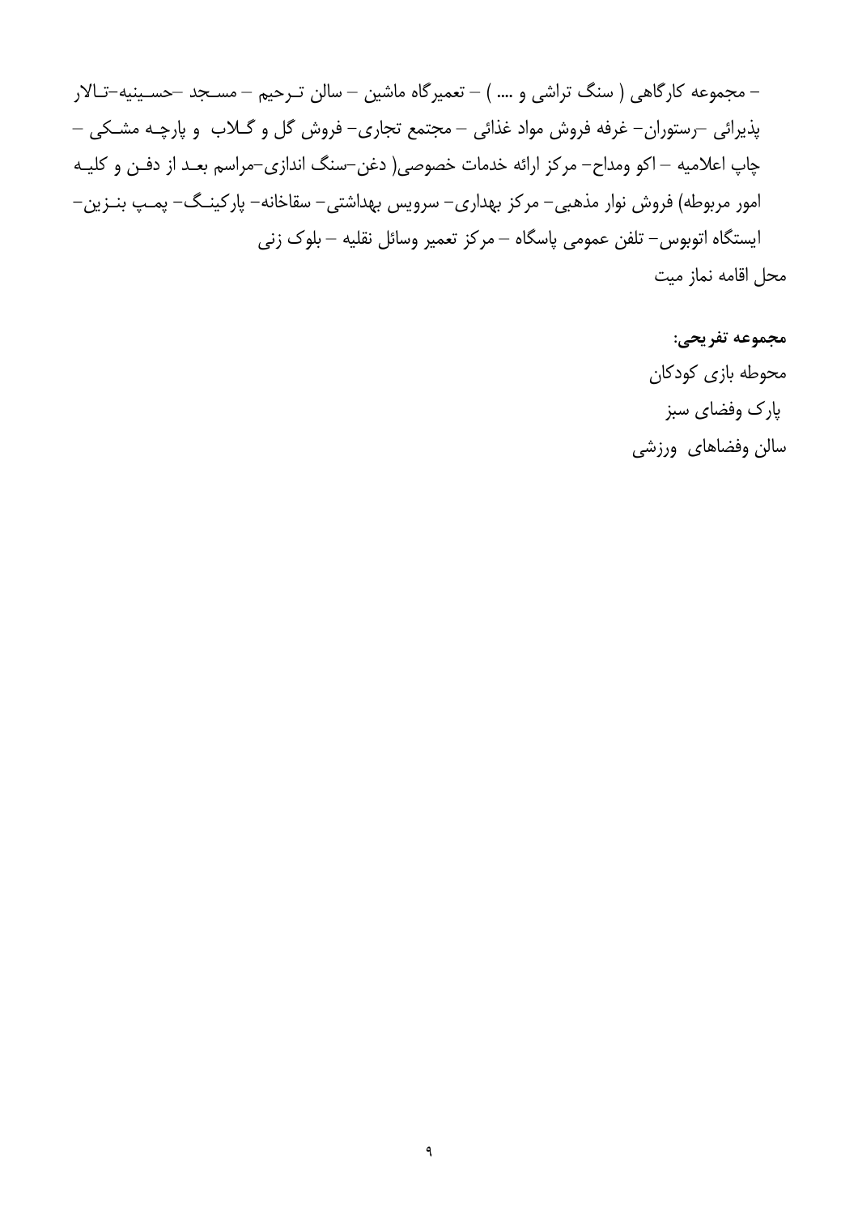– مجموعه کارگاهی ( سنگ تراشی و .... ) – تعمیرگاه ماشین – سالن تـرحیم – مسـجد –حسـینیه–تـالار پذیرائی –رستوران– غرفه فروش مواد غذائی – مجتمع تجاری– فروش گل و گـلاب و پارچـه مشـکی – چاپ اعلامیه – اکو ومداح– مرکز ارائه خدمات خصوصی( دغن–سنگ اندازی–مراسم بعـد از دفـن و کلیـه امور مربوطه) فروش نوار مذهبی– مرکز بهداری– سرویس بهداشتی– سقاخانه– پارکینـگ– پمـپ بنـزین– ایستگاه اتوبوس– تلفن عمومی پاسگاه – مرکز تعمیر وسائل نقلیه – بلوک زنی

محل اقامه نماز میت

**مجموعه تفریحی:**

محوطه بازی کودکان

پارک وفضای سبز

سالن وفضاهای ورزشی